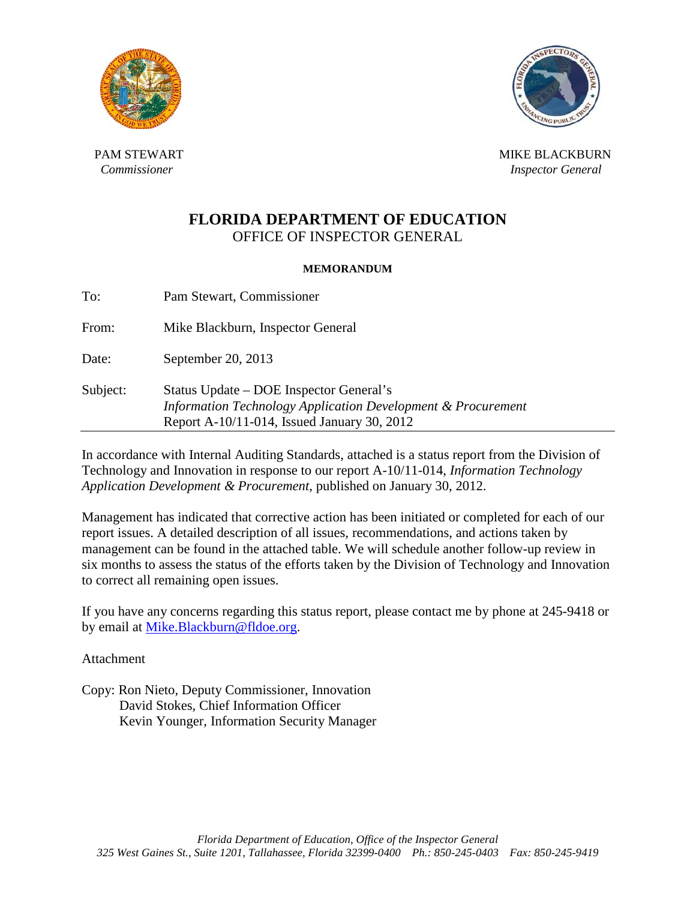PAM STEWART
*Commissioner*

MIKE BLACKBURN
*Inspector General*

# FLORIDA DEPARTMENT OF EDUCATION
## OFFICE OF INSPECTOR GENERAL

**MEMORANDUM**

To: Pam Stewart, Commissioner

From: Mike Blackburn, Inspector General

Date: September 20, 2013

Subject: Status Update – DOE Inspector General's *Information Technology Application Development & Procurement* Report A-10/11-014, Issued January 30, 2012

---

In accordance with Internal Auditing Standards, attached is a status report from the Division of Technology and Innovation in response to our report A-10/11-014, *Information Technology Application Development & Procurement*, published on January 30, 2012.

Management has indicated that corrective action has been initiated or completed for each of our report issues. A detailed description of all issues, recommendations, and actions taken by management can be found in the attached table. We will schedule another follow-up review in six months to assess the status of the efforts taken by the Division of Technology and Innovation to correct all remaining open issues.

If you have any concerns regarding this status report, please contact me by phone at 245-9418 or by email at Mike.Blackburn@fldoe.org.

Attachment

Copy: Ron Nieto, Deputy Commissioner, Innovation
David Stokes, Chief Information Officer
Kevin Younger, Information Security Manager

*Florida Department of Education, Office of the Inspector General*
*325 West Gaines St., Suite 1201, Tallahassee, Florida 32399-0400 Ph.: 850-245-0403 Fax: 850-245-9419*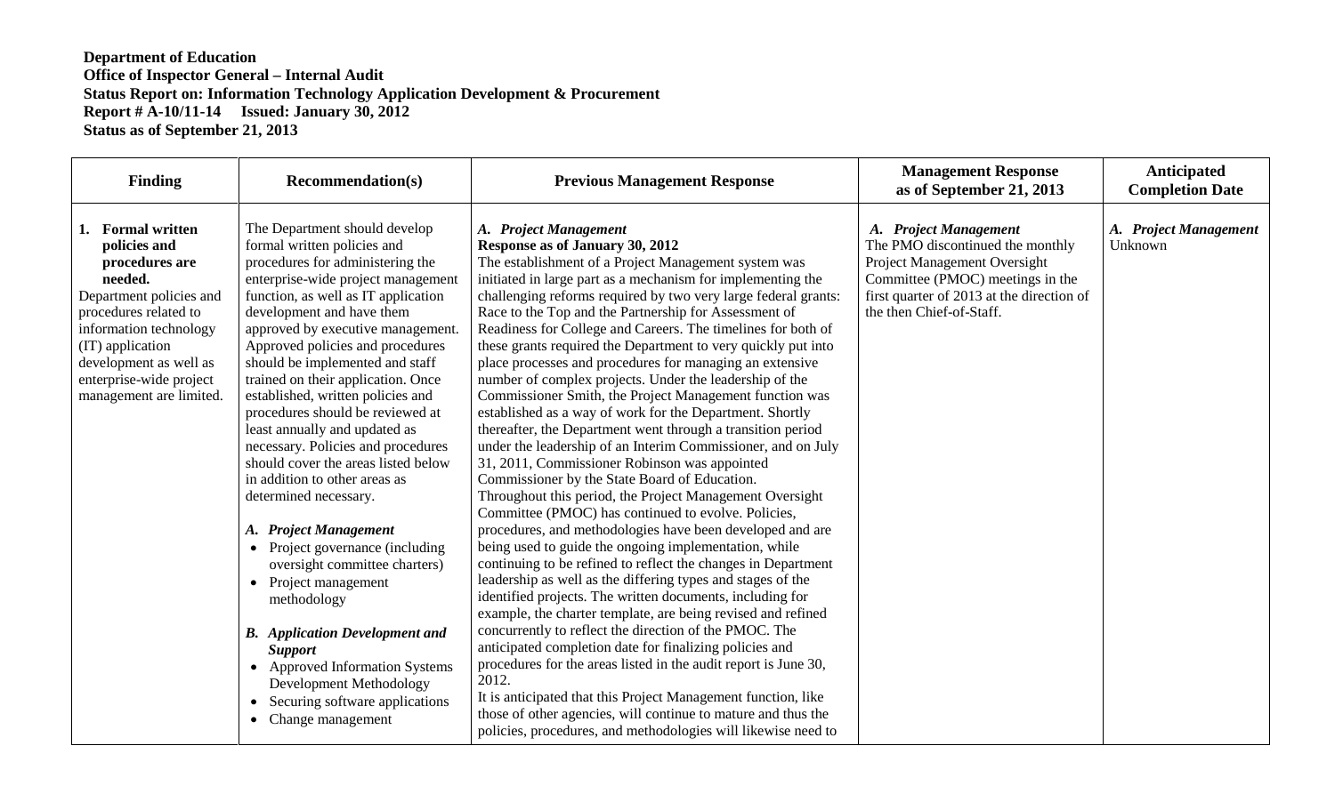**Department of Education**
**Office of Inspector General – Internal Audit**
**Status Report on: Information Technology Application Development & Procurement**
**Report # A-10/11-14 Issued: January 30, 2012**
**Status as of September 21, 2013**

| Finding | Recommendation(s) | Previous Management Response | Management Response as of September 21, 2013 | Anticipated Completion Date |
|---|---|---|---|---|
| **1. Formal written policies and procedures are needed.** Department policies and procedures related to information technology (IT) application development as well as enterprise-wide project management are limited. | The Department should develop formal written policies and procedures for administering the enterprise-wide project management function, as well as IT application development and have them approved by executive management. Approved policies and procedures should be implemented and staff trained on their application. Once established, written policies and procedures should be reviewed at least annually and updated as necessary. Policies and procedures should cover the areas listed below in addition to other areas as determined necessary.<br><br>***A. Project Management***<br>• Project governance (including oversight committee charters)<br>• Project management methodology<br><br>***B. Application Development and Support***<br>• Approved Information Systems Development Methodology<br>• Securing software applications<br>• Change management | ***A. Project Management***<br>**Response as of January 30, 2012**<br>The establishment of a Project Management system was initiated in large part as a mechanism for implementing the challenging reforms required by two very large federal grants: Race to the Top and the Partnership for Assessment of Readiness for College and Careers. The timelines for both of these grants required the Department to very quickly put into place processes and procedures for managing an extensive number of complex projects. Under the leadership of the Commissioner Smith, the Project Management function was established as a way of work for the Department. Shortly thereafter, the Department went through a transition period under the leadership of an Interim Commissioner, and on July 31, 2011, Commissioner Robinson was appointed Commissioner by the State Board of Education.<br>Throughout this period, the Project Management Oversight Committee (PMOC) has continued to evolve. Policies, procedures, and methodologies have been developed and are being used to guide the ongoing implementation, while continuing to be refined to reflect the changes in Department leadership as well as the differing types and stages of the identified projects. The written documents, including for example, the charter template, are being revised and refined concurrently to reflect the direction of the PMOC. The anticipated completion date for finalizing policies and procedures for the areas listed in the audit report is June 30, 2012.<br>It is anticipated that this Project Management function, like those of other agencies, will continue to mature and thus the policies, procedures, and methodologies will likewise need to | ***A. Project Management***<br>The PMO discontinued the monthly Project Management Oversight Committee (PMOC) meetings in the first quarter of 2013 at the direction of the then Chief-of-Staff. | ***A. Project Management***<br>Unknown |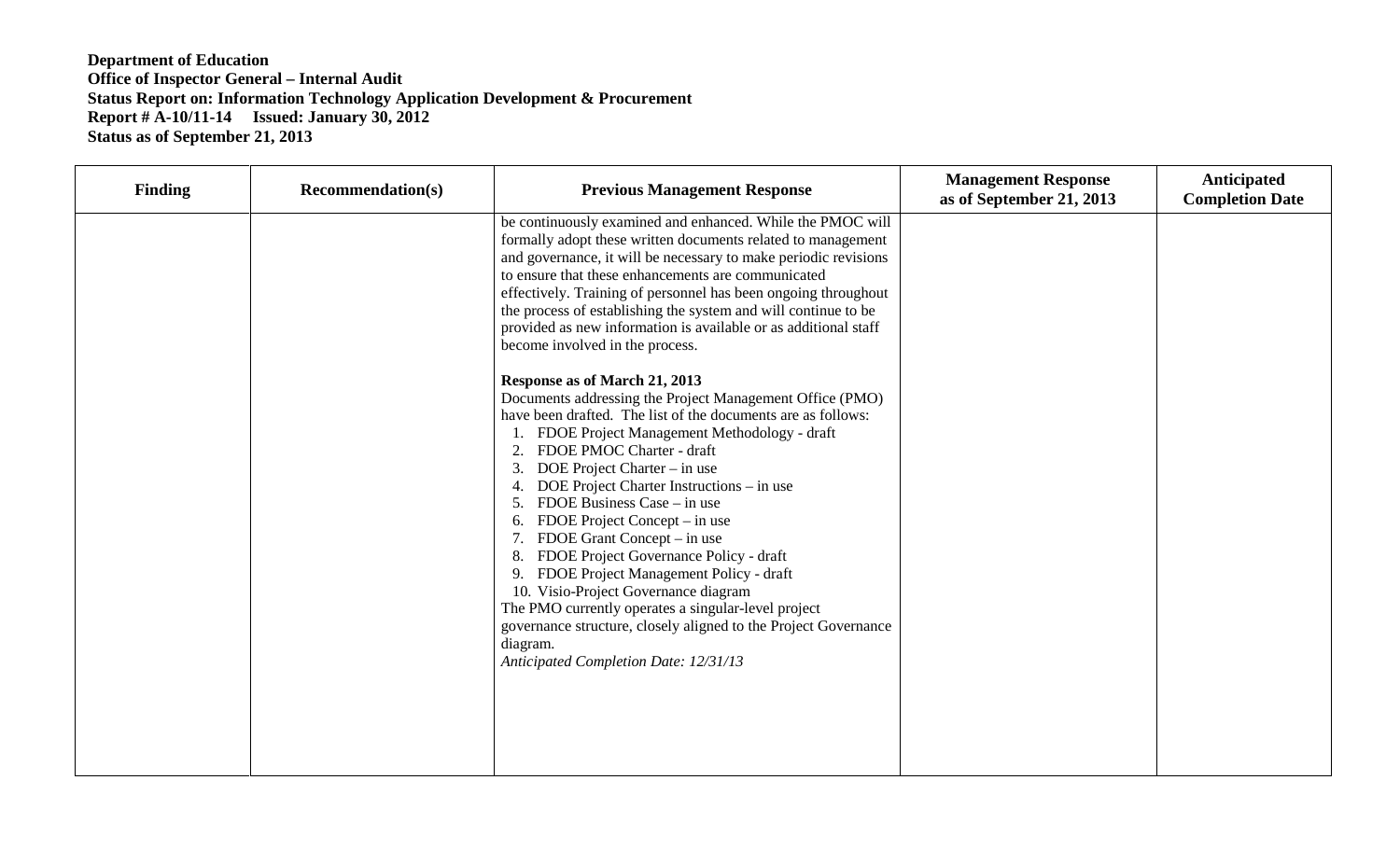**Department of Education**
**Office of Inspector General – Internal Audit**
**Status Report on: Information Technology Application Development & Procurement**
**Report # A-10/11-14 Issued: January 30, 2012**
**Status as of September 21, 2013**

| Finding | Recommendation(s) | Previous Management Response | Management Response as of September 21, 2013 | Anticipated Completion Date |
|---|---|---|---|---|
| | | be continuously examined and enhanced. While the PMOC will formally adopt these written documents related to management and governance, it will be necessary to make periodic revisions to ensure that these enhancements are communicated effectively. Training of personnel has been ongoing throughout the process of establishing the system and will continue to be provided as new information is available or as additional staff become involved in the process.<br><br>**Response as of March 21, 2013**<br>Documents addressing the Project Management Office (PMO) have been drafted. The list of the documents are as follows:<br>1. FDOE Project Management Methodology - draft<br>2. FDOE PMOC Charter - draft<br>3. DOE Project Charter – in use<br>4. DOE Project Charter Instructions – in use<br>5. FDOE Business Case – in use<br>6. FDOE Project Concept – in use<br>7. FDOE Grant Concept – in use<br>8. FDOE Project Governance Policy - draft<br>9. FDOE Project Management Policy - draft<br>10. Visio-Project Governance diagram<br>The PMO currently operates a singular-level project governance structure, closely aligned to the Project Governance diagram.<br>*Anticipated Completion Date: 12/31/13* | | |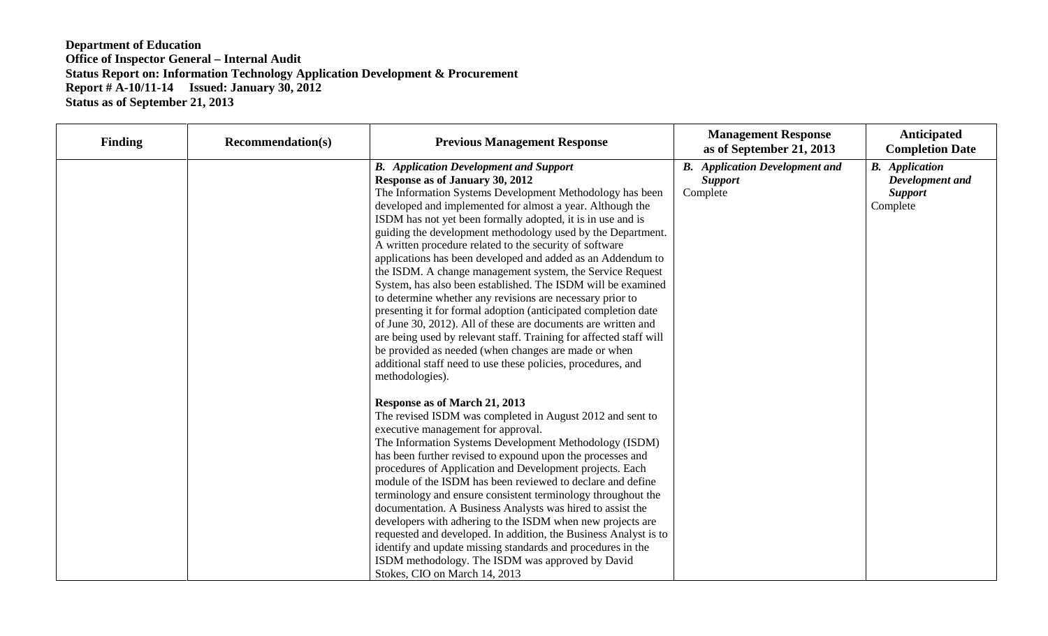**Department of Education**
**Office of Inspector General – Internal Audit**
**Status Report on: Information Technology Application Development & Procurement**
**Report # A-10/11-14 Issued: January 30, 2012**
**Status as of September 21, 2013**

| Finding | Recommendation(s) | Previous Management Response | Management Response as of September 21, 2013 | Anticipated Completion Date |
|---|---|---|---|---|
| | | ***B. Application Development and Support*** <br> **Response as of January 30, 2012** <br> The Information Systems Development Methodology has been developed and implemented for almost a year. Although the ISDM has not yet been formally adopted, it is in use and is guiding the development methodology used by the Department. A written procedure related to the security of software applications has been developed and added as an Addendum to the ISDM. A change management system, the Service Request System, has also been established. The ISDM will be examined to determine whether any revisions are necessary prior to presenting it for formal adoption (anticipated completion date of June 30, 2012). All of these are documents are written and are being used by relevant staff. Training for affected staff will be provided as needed (when changes are made or when additional staff need to use these policies, procedures, and methodologies). <br><br> **Response as of March 21, 2013** <br> The revised ISDM was completed in August 2012 and sent to executive management for approval. <br> The Information Systems Development Methodology (ISDM) has been further revised to expound upon the processes and procedures of Application and Development projects. Each module of the ISDM has been reviewed to declare and define terminology and ensure consistent terminology throughout the documentation. A Business Analysts was hired to assist the developers with adhering to the ISDM when new projects are requested and developed. In addition, the Business Analyst is to identify and update missing standards and procedures in the ISDM methodology. The ISDM was approved by David Stokes, CIO on March 14, 2013 | ***B. Application Development and Support*** <br> Complete | ***B. Application Development and Support*** <br> Complete |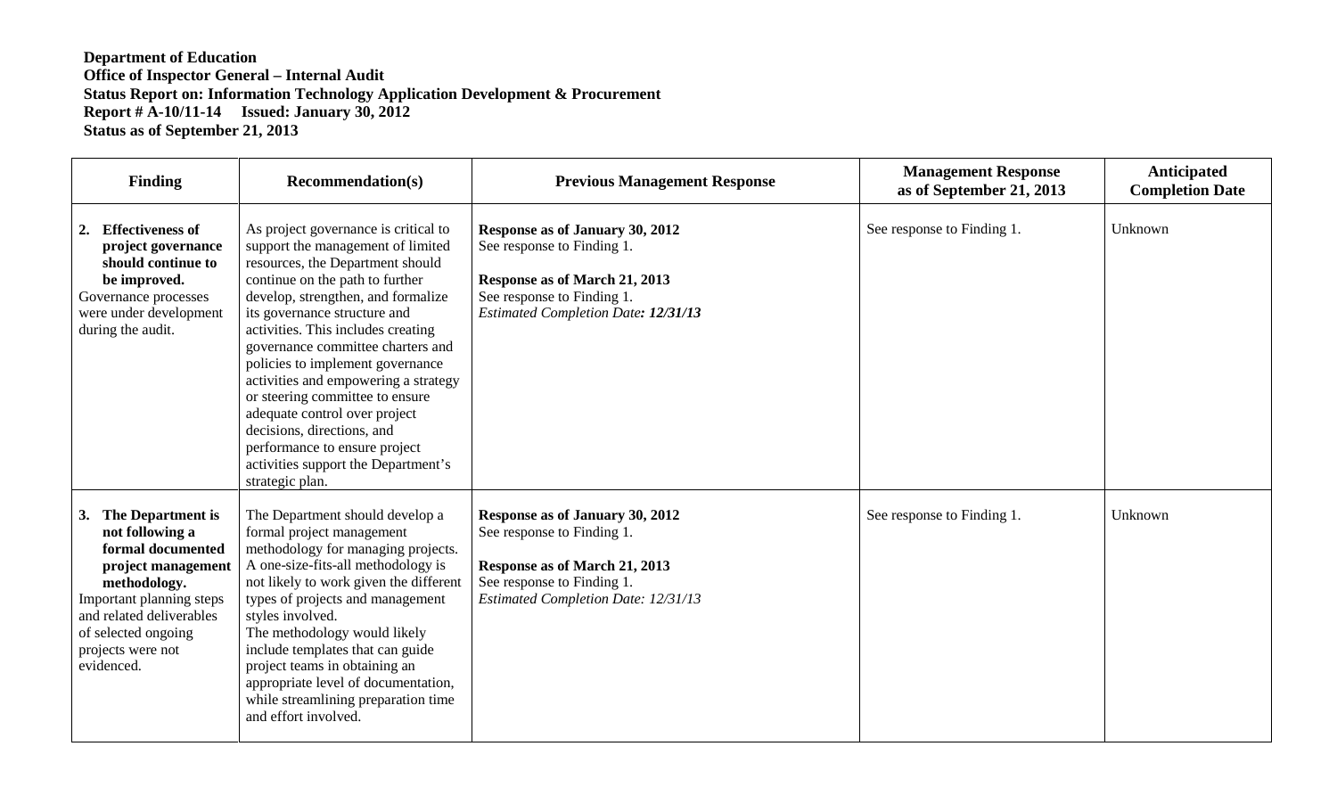**Department of Education**
**Office of Inspector General – Internal Audit**
**Status Report on: Information Technology Application Development & Procurement**
**Report # A-10/11-14 Issued: January 30, 2012**
**Status as of September 21, 2013**

| Finding | Recommendation(s) | Previous Management Response | Management Response as of September 21, 2013 | Anticipated Completion Date |
|---|---|---|---|---|
| **2. Effectiveness of project governance should continue to be improved.** Governance processes were under development during the audit. | As project governance is critical to support the management of limited resources, the Department should continue on the path to further develop, strengthen, and formalize its governance structure and activities. This includes creating governance committee charters and policies to implement governance activities and empowering a strategy or steering committee to ensure adequate control over project decisions, directions, and performance to ensure project activities support the Department's strategic plan. | **Response as of January 30, 2012** See response to Finding 1. **Response as of March 21, 2013** See response to Finding 1. *Estimated Completion Date: **12/31/13*** | See response to Finding 1. | Unknown |
| **3. The Department is not following a formal documented project management methodology.** Important planning steps and related deliverables of selected ongoing projects were not evidenced. | The Department should develop a formal project management methodology for managing projects. A one-size-fits-all methodology is not likely to work given the different types of projects and management styles involved. The methodology would likely include templates that can guide project teams in obtaining an appropriate level of documentation, while streamlining preparation time and effort involved. | **Response as of January 30, 2012** See response to Finding 1. **Response as of March 21, 2013** See response to Finding 1. *Estimated Completion Date: 12/31/13* | See response to Finding 1. | Unknown |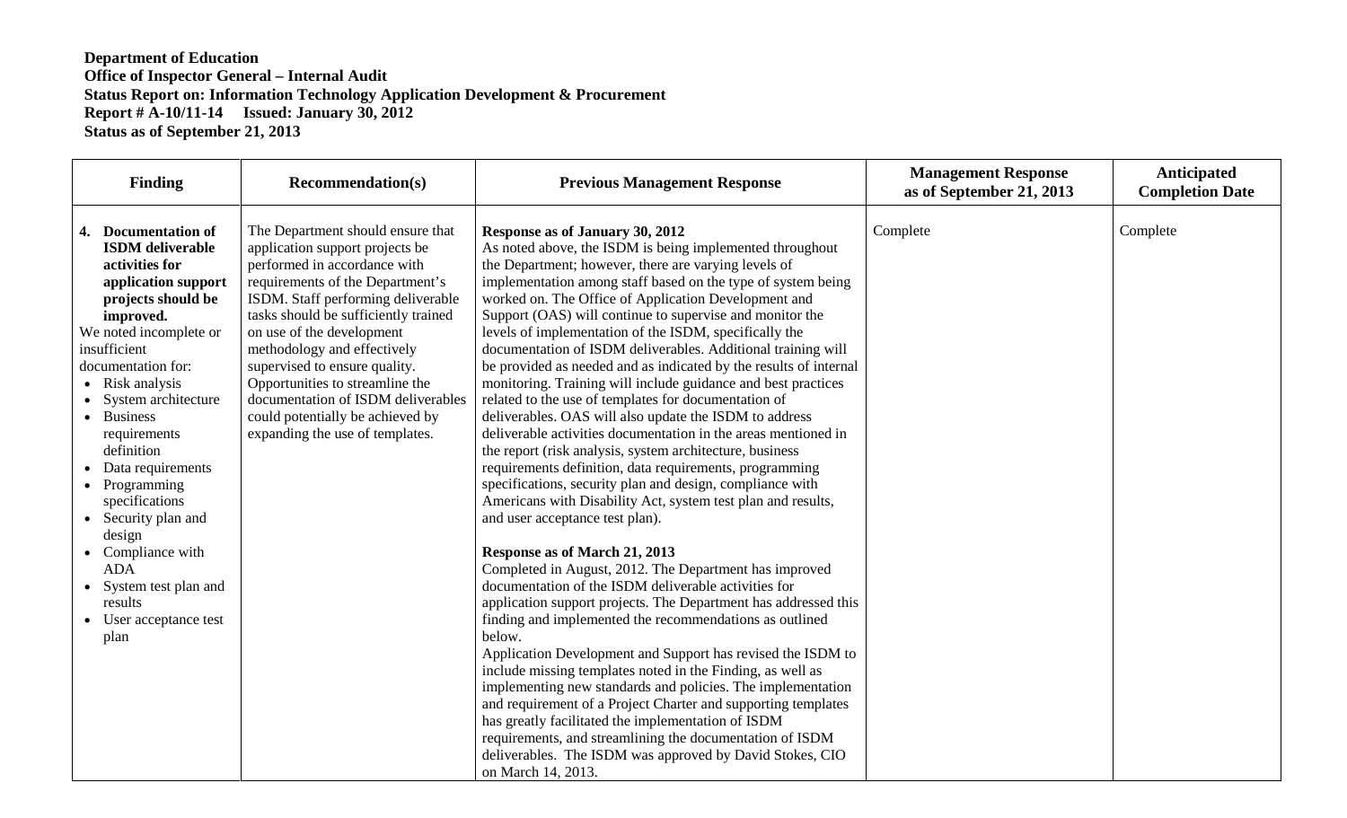**Department of Education**
**Office of Inspector General – Internal Audit**
**Status Report on: Information Technology Application Development & Procurement**
**Report # A-10/11-14 Issued: January 30, 2012**
**Status as of September 21, 2013**

| Finding | Recommendation(s) | Previous Management Response | Management Response as of September 21, 2013 | Anticipated Completion Date |
|---|---|---|---|---|
| **4. Documentation of ISDM deliverable activities for application support projects should be improved.**<br>We noted incomplete or insufficient documentation for:<br>• Risk analysis<br>• System architecture<br>• Business requirements definition<br>• Data requirements<br>• Programming specifications<br>• Security plan and design<br>• Compliance with ADA<br>• System test plan and results<br>• User acceptance test plan | The Department should ensure that application support projects be performed in accordance with requirements of the Department's ISDM. Staff performing deliverable tasks should be sufficiently trained on use of the development methodology and effectively supervised to ensure quality. Opportunities to streamline the documentation of ISDM deliverables could potentially be achieved by expanding the use of templates. | **Response as of January 30, 2012**<br>As noted above, the ISDM is being implemented throughout the Department; however, there are varying levels of implementation among staff based on the type of system being worked on. The Office of Application Development and Support (OAS) will continue to supervise and monitor the levels of implementation of the ISDM, specifically the documentation of ISDM deliverables. Additional training will be provided as needed and as indicated by the results of internal monitoring. Training will include guidance and best practices related to the use of templates for documentation of deliverables. OAS will also update the ISDM to address deliverable activities documentation in the areas mentioned in the report (risk analysis, system architecture, business requirements definition, data requirements, programming specifications, security plan and design, compliance with Americans with Disability Act, system test plan and results, and user acceptance test plan).<br><br>**Response as of March 21, 2013**<br>Completed in August, 2012. The Department has improved documentation of the ISDM deliverable activities for application support projects. The Department has addressed this finding and implemented the recommendations as outlined below.<br>Application Development and Support has revised the ISDM to include missing templates noted in the Finding, as well as implementing new standards and policies. The implementation and requirement of a Project Charter and supporting templates has greatly facilitated the implementation of ISDM requirements, and streamlining the documentation of ISDM deliverables. The ISDM was approved by David Stokes, CIO on March 14, 2013. | Complete | Complete |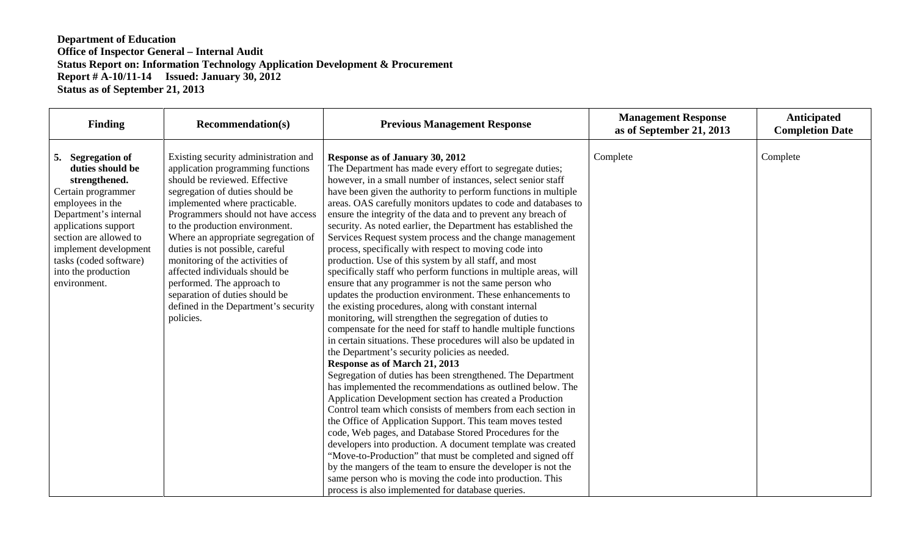**Department of Education**
**Office of Inspector General – Internal Audit**
**Status Report on: Information Technology Application Development & Procurement**
**Report # A-10/11-14 Issued: January 30, 2012**
**Status as of September 21, 2013**

| Finding | Recommendation(s) | Previous Management Response | Management Response as of September 21, 2013 | Anticipated Completion Date |
|---|---|---|---|---|
| **5. Segregation of duties should be strengthened.** Certain programmer employees in the Department's internal applications support section are allowed to implement development tasks (coded software) into the production environment. | Existing security administration and application programming functions should be reviewed. Effective segregation of duties should be implemented where practicable. Programmers should not have access to the production environment. Where an appropriate segregation of duties is not possible, careful monitoring of the activities of affected individuals should be performed. The approach to separation of duties should be defined in the Department's security policies. | **Response as of January 30, 2012** The Department has made every effort to segregate duties; however, in a small number of instances, select senior staff have been given the authority to perform functions in multiple areas. OAS carefully monitors updates to code and databases to ensure the integrity of the data and to prevent any breach of security. As noted earlier, the Department has established the Services Request system process and the change management process, specifically with respect to moving code into production. Use of this system by all staff, and most specifically staff who perform functions in multiple areas, will ensure that any programmer is not the same person who updates the production environment. These enhancements to the existing procedures, along with constant internal monitoring, will strengthen the segregation of duties to compensate for the need for staff to handle multiple functions in certain situations. These procedures will also be updated in the Department's security policies as needed. **Response as of March 21, 2013** Segregation of duties has been strengthened. The Department has implemented the recommendations as outlined below. The Application Development section has created a Production Control team which consists of members from each section in the Office of Application Support. This team moves tested code, Web pages, and Database Stored Procedures for the developers into production. A document template was created "Move-to-Production" that must be completed and signed off by the mangers of the team to ensure the developer is not the same person who is moving the code into production. This process is also implemented for database queries. | Complete | Complete |